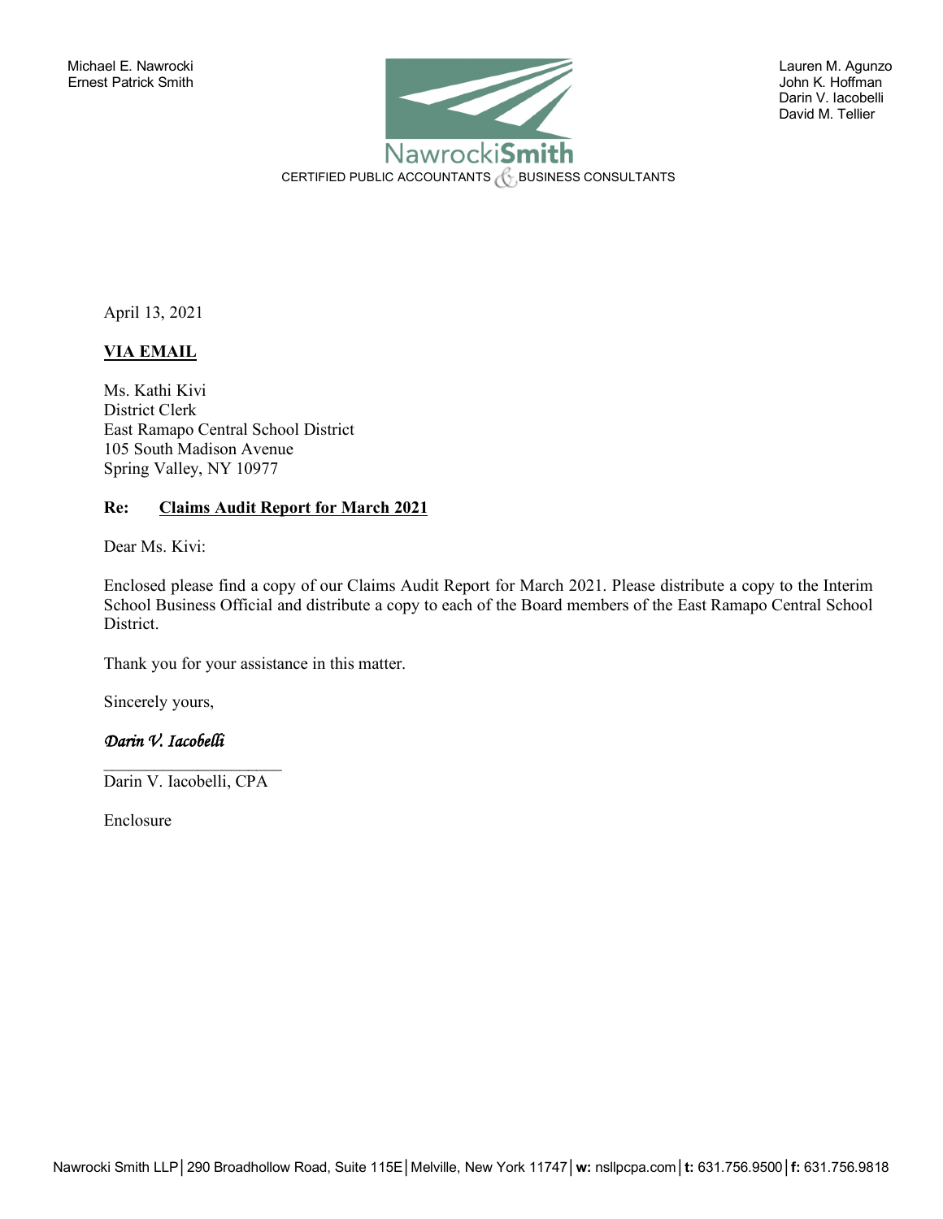Michael E. Nawrocki
Ernest Patrick Smith

**NawrockiSmith**
CERTIFIED PUBLIC ACCOUNTANTS & BUSINESS CONSULTANTS

Lauren M. Agunzo
John K. Hoffman
Darin V. Iacobelli
David M. Tellier

April 13, 2021

**VIA EMAIL**

Ms. Kathi Kivi
District Clerk
East Ramapo Central School District
105 South Madison Avenue
Spring Valley, NY 10977

**Re: Claims Audit Report for March 2021**

Dear Ms. Kivi:

Enclosed please find a copy of our Claims Audit Report for March 2021. Please distribute a copy to the Interim School Business Official and distribute a copy to each of the Board members of the East Ramapo Central School District.

Thank you for your assistance in this matter.

Sincerely yours,

*Darin V. Iacobelli*

Darin V. Iacobelli, CPA

Enclosure

Nawrocki Smith LLP | 290 Broadhollow Road, Suite 115E | Melville, New York 11747 | **w:** nsllpcpa.com | **t:** 631.756.9500 | **f:** 631.756.9818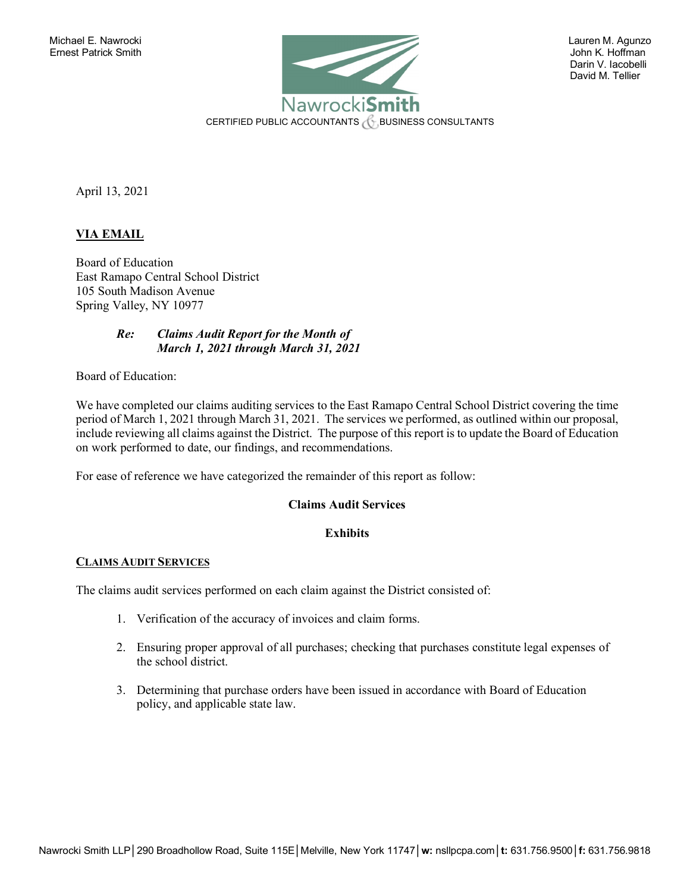Michael E. Nawrocki
Ernest Patrick Smith

Lauren M. Agunzo
John K. Hoffman
Darin V. Iacobelli
David M. Tellier

NawrockiSmith
CERTIFIED PUBLIC ACCOUNTANTS & BUSINESS CONSULTANTS

April 13, 2021

**VIA EMAIL**

Board of Education
East Ramapo Central School District
105 South Madison Avenue
Spring Valley, NY 10977

***Re: Claims Audit Report for the Month of March 1, 2021 through March 31, 2021***

Board of Education:

We have completed our claims auditing services to the East Ramapo Central School District covering the time period of March 1, 2021 through March 31, 2021. The services we performed, as outlined within our proposal, include reviewing all claims against the District. The purpose of this report is to update the Board of Education on work performed to date, our findings, and recommendations.

For ease of reference we have categorized the remainder of this report as follow:

**Claims Audit Services**

**Exhibits**

**CLAIMS AUDIT SERVICES**

The claims audit services performed on each claim against the District consisted of:

1. Verification of the accuracy of invoices and claim forms.
2. Ensuring proper approval of all purchases; checking that purchases constitute legal expenses of the school district.
3. Determining that purchase orders have been issued in accordance with Board of Education policy, and applicable state law.

Nawrocki Smith LLP | 290 Broadhollow Road, Suite 115E | Melville, New York 11747 | w: nsllpcpa.com | t: 631.756.9500 | f: 631.756.9818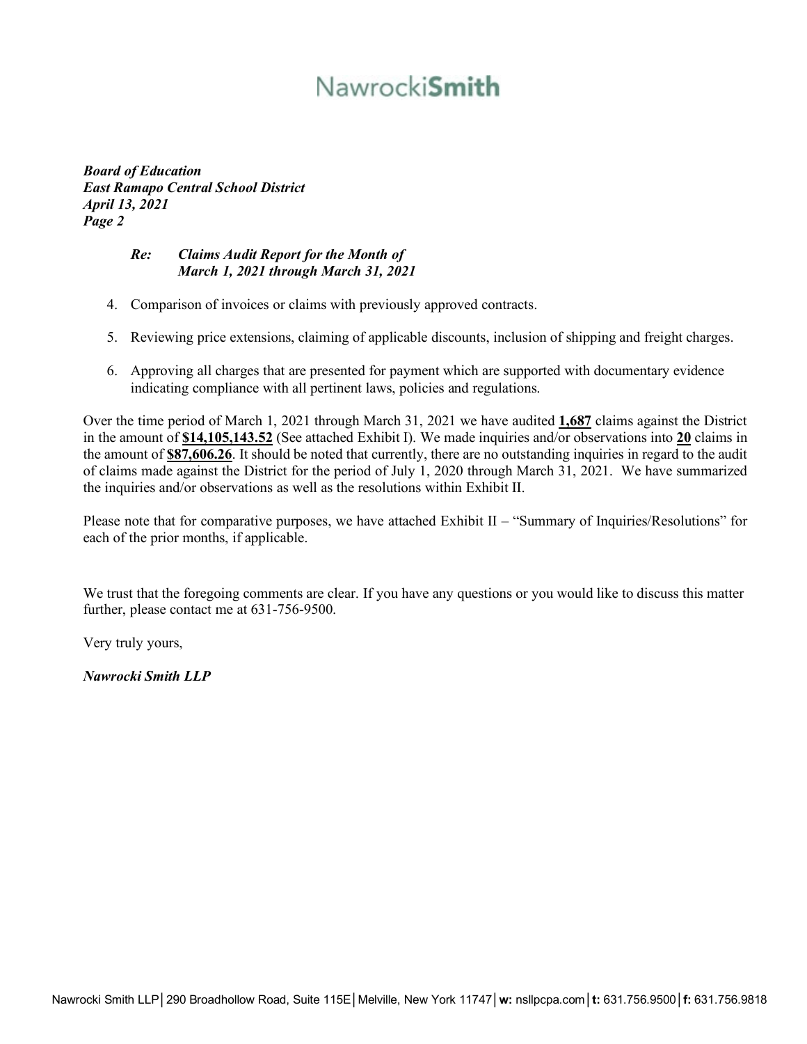*Re: Claims Audit Report for the Month of March 1, 2021 through March 31, 2021*

4. Comparison of invoices or claims with previously approved contracts.
5. Reviewing price extensions, claiming of applicable discounts, inclusion of shipping and freight charges.
6. Approving all charges that are presented for payment which are supported with documentary evidence indicating compliance with all pertinent laws, policies and regulations.

Over the time period of March 1, 2021 through March 31, 2021 we have audited **1,687** claims against the District in the amount of **$14,105,143.52** (See attached Exhibit I). We made inquiries and/or observations into **20** claims in the amount of **$87,606.26**. It should be noted that currently, there are no outstanding inquiries in regard to the audit of claims made against the District for the period of July 1, 2020 through March 31, 2021. We have summarized the inquiries and/or observations as well as the resolutions within Exhibit II.

Please note that for comparative purposes, we have attached Exhibit II – "Summary of Inquiries/Resolutions" for each of the prior months, if applicable.

We trust that the foregoing comments are clear. If you have any questions or you would like to discuss this matter further, please contact me at 631-756-9500.

Very truly yours,

***Nawrocki Smith LLP***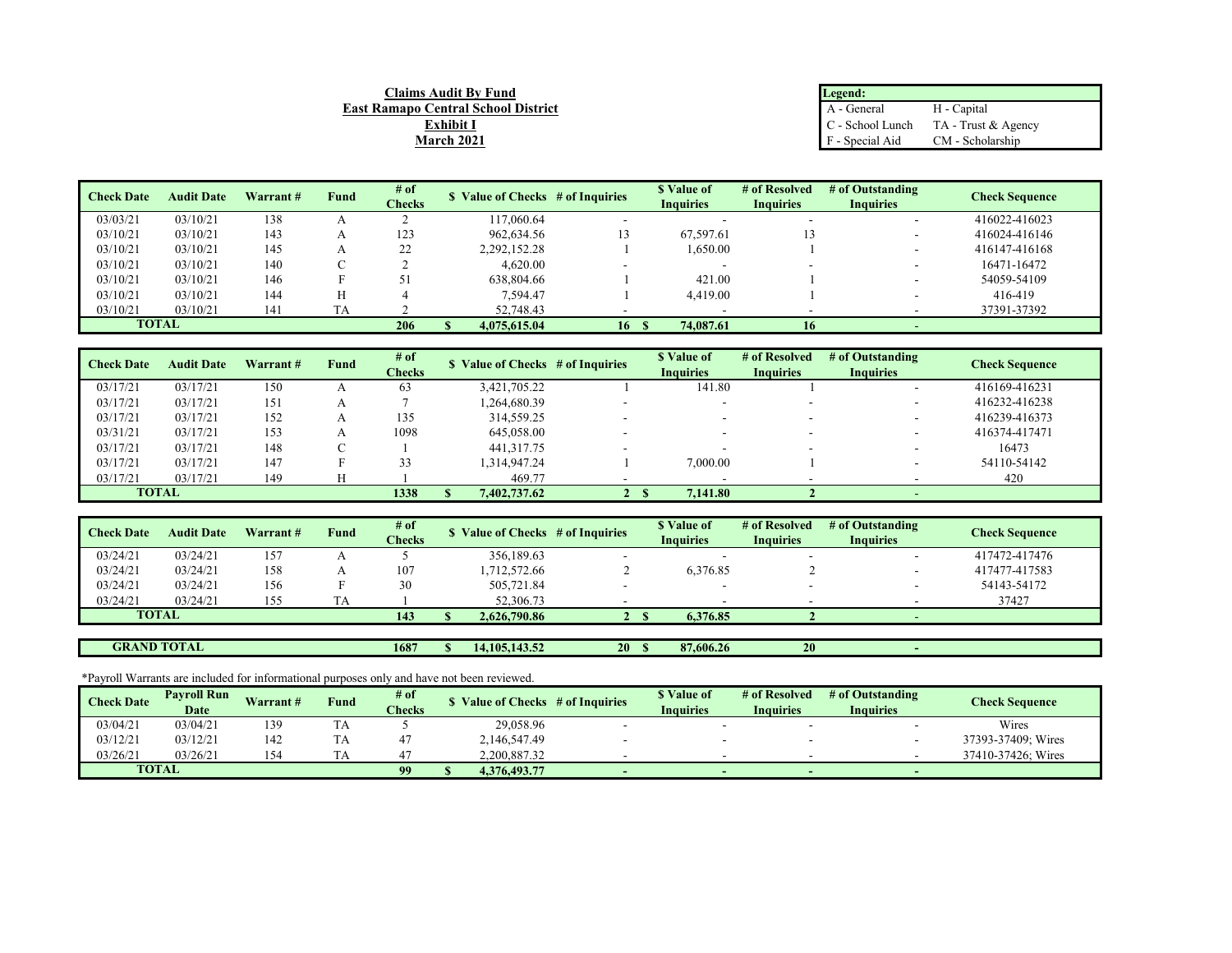**Claims Audit By Fund**
**East Ramapo Central School District**
**Exhibit I**
**March 2021**

| Legend: | |
|---|---|
| A - General | H - Capital |
| C - School Lunch | TA - Trust & Agency |
| F - Special Aid | CM - Scholarship |

| Check Date | Audit Date | Warrant # | Fund | # of Checks | $ Value of Checks | # of Inquiries | $ Value of Inquiries | # of Resolved Inquiries | # of Outstanding Inquiries | Check Sequence |
|---|---|---|---|---|---|---|---|---|---|---|
| 03/03/21 | 03/10/21 | 138 | A | 2 | 117,060.64 | - | - | - | - | 416022-416023 |
| 03/10/21 | 03/10/21 | 143 | A | 123 | 962,634.56 | 13 | 67,597.61 | 13 | - | 416024-416146 |
| 03/10/21 | 03/10/21 | 145 | A | 22 | 2,292,152.28 | 1 | 1,650.00 | 1 | - | 416147-416168 |
| 03/10/21 | 03/10/21 | 140 | C | 2 | 4,620.00 | - | - | - | - | 16471-16472 |
| 03/10/21 | 03/10/21 | 146 | F | 51 | 638,804.66 | 1 | 421.00 | 1 | - | 54059-54109 |
| 03/10/21 | 03/10/21 | 144 | H | 4 | 7,594.47 | 1 | 4,419.00 | 1 | - | 416-419 |
| 03/10/21 | 03/10/21 | 141 | TA | 2 | 52,748.43 | - | - | - | - | 37391-37392 |
| **TOTAL** | | | | **206** | **$ 4,075,615.04** | **16** | **$ 74,087.61** | **16** | **-** | |

| Check Date | Audit Date | Warrant # | Fund | # of Checks | $ Value of Checks | # of Inquiries | $ Value of Inquiries | # of Resolved Inquiries | # of Outstanding Inquiries | Check Sequence |
|---|---|---|---|---|---|---|---|---|---|---|
| 03/17/21 | 03/17/21 | 150 | A | 63 | 3,421,705.22 | 1 | 141.80 | 1 | - | 416169-416231 |
| 03/17/21 | 03/17/21 | 151 | A | 7 | 1,264,680.39 | - | - | - | - | 416232-416238 |
| 03/17/21 | 03/17/21 | 152 | A | 135 | 314,559.25 | - | - | - | - | 416239-416373 |
| 03/31/21 | 03/17/21 | 153 | A | 1098 | 645,058.00 | - | - | - | - | 416374-417471 |
| 03/17/21 | 03/17/21 | 148 | C | 1 | 441,317.75 | - | - | - | - | 16473 |
| 03/17/21 | 03/17/21 | 147 | F | 33 | 1,314,947.24 | 1 | 7,000.00 | 1 | - | 54110-54142 |
| 03/17/21 | 03/17/21 | 149 | H | 1 | 469.77 | - | - | - | - | 420 |
| **TOTAL** | | | | **1338** | **$ 7,402,737.62** | **2** | **$ 7,141.80** | **2** | **-** | |

| Check Date | Audit Date | Warrant # | Fund | # of Checks | $ Value of Checks | # of Inquiries | $ Value of Inquiries | # of Resolved Inquiries | # of Outstanding Inquiries | Check Sequence |
|---|---|---|---|---|---|---|---|---|---|---|
| 03/24/21 | 03/24/21 | 157 | A | 5 | 356,189.63 | - | - | - | - | 417472-417476 |
| 03/24/21 | 03/24/21 | 158 | A | 107 | 1,712,572.66 | 2 | 6,376.85 | 2 | - | 417477-417583 |
| 03/24/21 | 03/24/21 | 156 | F | 30 | 505,721.84 | - | - | - | - | 54143-54172 |
| 03/24/21 | 03/24/21 | 155 | TA | 1 | 52,306.73 | - | - | - | - | 37427 |
| **TOTAL** | | | | **143** | **$ 2,626,790.86** | **2** | **$ 6,376.85** | **2** | **-** | |

| | | | | | | | | | | |
|---|---|---|---|---|---|---|---|---|---|---|
| **GRAND TOTAL** | | | | **1687** | **$ 14,105,143.52** | **20** | **$ 87,606.26** | **20** | **-** | |

*Payroll Warrants are included for informational purposes only and have not been reviewed.

| Check Date | Payroll Run Date | Warrant # | Fund | # of Checks | $ Value of Checks | # of Inquiries | $ Value of Inquiries | # of Resolved Inquiries | # of Outstanding Inquiries | Check Sequence |
|---|---|---|---|---|---|---|---|---|---|---|
| 03/04/21 | 03/04/21 | 139 | TA | 5 | 29,058.96 | - | - | - | - | Wires |
| 03/12/21 | 03/12/21 | 142 | TA | 47 | 2,146,547.49 | - | - | - | - | 37393-37409; Wires |
| 03/26/21 | 03/26/21 | 154 | TA | 47 | 2,200,887.32 | - | - | - | - | 37410-37426; Wires |
| **TOTAL** | | | | **99** | **$ 4,376,493.77** | **-** | **-** | **-** | **-** | |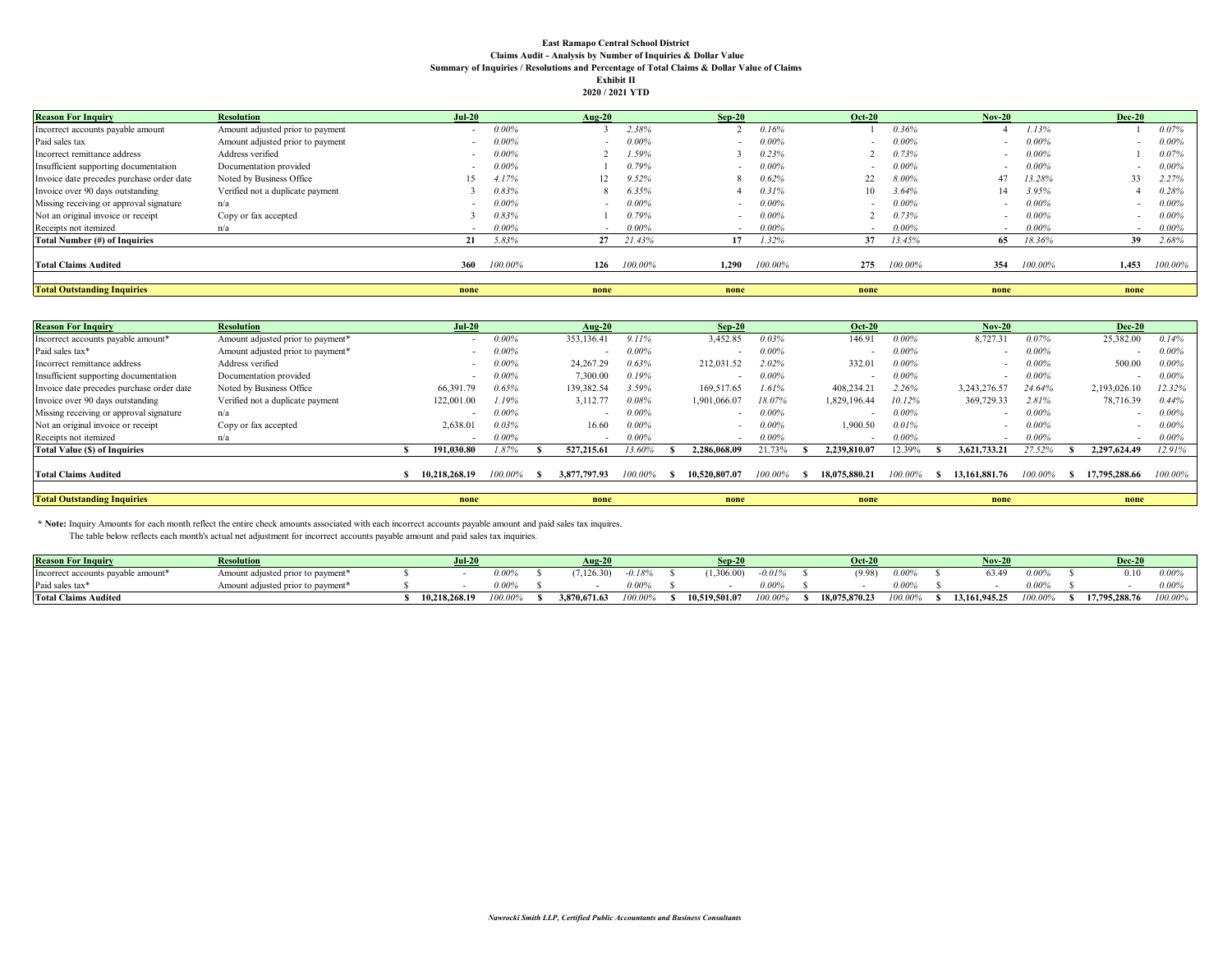**East Ramapo Central School District**
**Claims Audit - Analysis by Number of Inquiries & Dollar Value**
**Summary of Inquiries / Resolutions and Percentage of Total Claims & Dollar Value of Claims**
**Exhibit II**
**2020 / 2021 YTD**

| Reason For Inquiry | Resolution | Jul-20 | | Aug-20 | | Sep-20 | | Oct-20 | | Nov-20 | | Dec-20 | |
|---|---|---|---|---|---|---|---|---|---|---|---|---|---|
| Incorrect accounts payable amount | Amount adjusted prior to payment | - | 0.00% | 3 | 2.38% | 2 | 0.16% | 1 | 0.36% | 4 | 1.13% | 1 | 0.07% |
| Paid sales tax | Amount adjusted prior to payment | - | 0.00% | - | 0.00% | - | 0.00% | - | 0.00% | - | 0.00% | - | 0.00% |
| Incorrect remittance address | Address verified | - | 0.00% | 2 | 1.59% | 3 | 0.23% | 2 | 0.73% | - | 0.00% | 1 | 0.07% |
| Insufficient supporting documentation | Documentation provided | - | 0.00% | 1 | 0.79% | - | 0.00% | - | 0.00% | - | 0.00% | - | 0.00% |
| Invoice date precedes purchase order date | Noted by Business Office | 15 | 4.17% | 12 | 9.52% | 8 | 0.62% | 22 | 8.00% | 47 | 13.28% | 33 | 2.27% |
| Invoice over 90 days outstanding | Verified not a duplicate payment | 3 | 0.83% | 8 | 6.35% | 4 | 0.31% | 10 | 3.64% | 14 | 3.95% | 4 | 0.28% |
| Missing receiving or approval signature | n/a | - | 0.00% | - | 0.00% | - | 0.00% | - | 0.00% | - | 0.00% | - | 0.00% |
| Not an original invoice or receipt | Copy or fax accepted | 3 | 0.83% | 1 | 0.79% | - | 0.00% | 2 | 0.73% | - | 0.00% | - | 0.00% |
| Receipts not itemized | n/a | - | 0.00% | - | 0.00% | - | 0.00% | - | 0.00% | - | 0.00% | - | 0.00% |
| **Total Number (#) of Inquiries** | | **21** | 5.83% | **27** | 21.43% | **17** | 1.32% | **37** | 13.45% | **65** | 18.36% | **39** | 2.68% |
| **Total Claims Audited** | | **360** | 100.00% | **126** | 100.00% | **1,290** | 100.00% | **275** | 100.00% | **354** | 100.00% | **1,453** | 100.00% |
| **Total Outstanding Inquiries** | | **none** | | **none** | | **none** | | **none** | | **none** | | **none** | |

| Reason For Inquiry | Resolution | Jul-20 | | Aug-20 | | Sep-20 | | Oct-20 | | Nov-20 | | Dec-20 | |
|---|---|---|---|---|---|---|---|---|---|---|---|---|---|
| Incorrect accounts payable amount* | Amount adjusted prior to payment* | - | 0.00% | 353,136.41 | 9.11% | 3,452.85 | 0.03% | 146.91 | 0.00% | 8,727.31 | 0.07% | 25,382.00 | 0.14% |
| Paid sales tax* | Amount adjusted prior to payment* | - | 0.00% | - | 0.00% | - | 0.00% | - | 0.00% | - | 0.00% | - | 0.00% |
| Incorrect remittance address | Address verified | - | 0.00% | 24,267.29 | 0.63% | 212,031.52 | 2.02% | 332.01 | 0.00% | - | 0.00% | 500.00 | 0.00% |
| Insufficient supporting documentation | Documentation provided | - | 0.00% | 7,300.00 | 0.19% | - | 0.00% | - | 0.00% | - | 0.00% | - | 0.00% |
| Invoice date precedes purchase order date | Noted by Business Office | 66,391.79 | 0.65% | 139,382.54 | 3.59% | 169,517.65 | 1.61% | 408,234.21 | 2.26% | 3,243,276.57 | 24.64% | 2,193,026.10 | 12.32% |
| Invoice over 90 days outstanding | Verified not a duplicate payment | 122,001.00 | 1.19% | 3,112.77 | 0.08% | 1,901,066.07 | 18.07% | 1,829,196.44 | 10.12% | 369,729.33 | 2.81% | 78,716.39 | 0.44% |
| Missing receiving or approval signature | n/a | - | 0.00% | - | 0.00% | - | 0.00% | - | 0.00% | - | 0.00% | - | 0.00% |
| Not an original invoice or receipt | Copy or fax accepted | 2,638.01 | 0.03% | 16.60 | 0.00% | - | 0.00% | 1,900.50 | 0.01% | - | 0.00% | - | 0.00% |
| Receipts not itemized | n/a | - | 0.00% | - | 0.00% | - | 0.00% | - | 0.00% | - | 0.00% | - | 0.00% |
| **Total Value ($) of Inquiries** | | **$ 191,030.80** | 1.87% | **$ 527,215.61** | 13.60% | **$ 2,286,068.09** | 21.73% | **$ 2,239,810.07** | 12.39% | **$ 3,621,733.21** | 27.52% | **$ 2,297,624.49** | 12.91% |
| **Total Claims Audited** | | **$ 10,218,268.19** | 100.00% | **$ 3,877,797.93** | 100.00% | **$ 10,520,807.07** | 100.00% | **$ 18,075,880.21** | 100.00% | **$ 13,161,881.76** | 100.00% | **$ 17,795,288.66** | 100.00% |
| **Total Outstanding Inquiries** | | **none** | | **none** | | **none** | | **none** | | **none** | | **none** | |

\* **Note:** Inquiry Amounts for each month reflect the entire check amounts associated with each incorrect accounts payable amount and paid sales tax inquires.
The table below reflects each month's actual net adjustment for incorrect accounts payable amount and paid sales tax inquiries.

| Reason For Inquiry | Resolution | Jul-20 | | Aug-20 | | Sep-20 | | Oct-20 | | Nov-20 | | Dec-20 | |
|---|---|---|---|---|---|---|---|---|---|---|---|---|---|
| Incorrect accounts payable amount* | Amount adjusted prior to payment* | $ - | 0.00% | $ (7,126.30) | -0.18% | $ (1,306.00) | -0.01% | $ (9.98) | 0.00% | $ 63.49 | 0.00% | $ 0.10 | 0.00% |
| Paid sales tax* | Amount adjusted prior to payment* | $ - | 0.00% | $ - | 0.00% | $ - | 0.00% | $ - | 0.00% | $ - | 0.00% | $ - | 0.00% |
| **Total Claims Audited** | | **$ 10,218,268.19** | 100.00% | **$ 3,870,671.63** | 100.00% | **$ 10,519,501.07** | 100.00% | **$ 18,075,870.23** | 100.00% | **$ 13,161,945.25** | 100.00% | **$ 17,795,288.76** | 100.00% |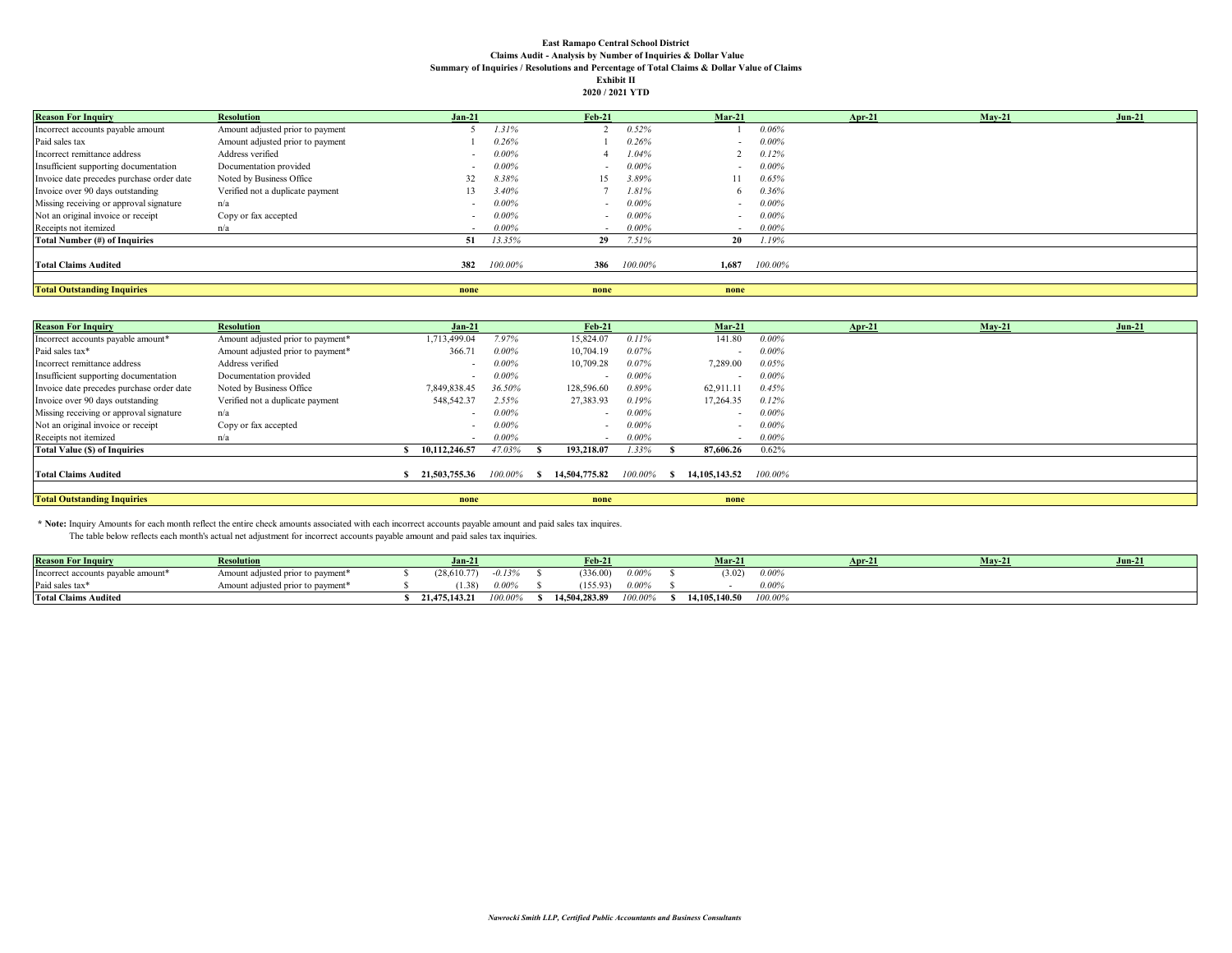**East Ramapo Central School District**

**Claims Audit - Analysis by Number of Inquiries & Dollar Value**

**Summary of Inquiries / Resolutions and Percentage of Total Claims & Dollar Value of Claims**

**Exhibit II**

**2020 / 2021 YTD**

| Reason For Inquiry | Resolution | Jan-21 | | Feb-21 | | Mar-21 | | Apr-21 | May-21 | Jun-21 |
|---|---|---|---|---|---|---|---|---|---|---|
| Incorrect accounts payable amount | Amount adjusted prior to payment | 5 | 1.31% | 2 | 0.52% | 1 | 0.06% | | | |
| Paid sales tax | Amount adjusted prior to payment | 1 | 0.26% | 1 | 0.26% | - | 0.00% | | | |
| Incorrect remittance address | Address verified | - | 0.00% | 4 | 1.04% | 2 | 0.12% | | | |
| Insufficient supporting documentation | Documentation provided | - | 0.00% | - | 0.00% | - | 0.00% | | | |
| Invoice date precedes purchase order date | Noted by Business Office | 32 | 8.38% | 15 | 3.89% | 11 | 0.65% | | | |
| Invoice over 90 days outstanding | Verified not a duplicate payment | 13 | 3.40% | 7 | 1.81% | 6 | 0.36% | | | |
| Missing receiving or approval signature | n/a | - | 0.00% | - | 0.00% | - | 0.00% | | | |
| Not an original invoice or receipt | Copy or fax accepted | - | 0.00% | - | 0.00% | - | 0.00% | | | |
| Receipts not itemized | n/a | - | 0.00% | - | 0.00% | - | 0.00% | | | |
| **Total Number (#) of Inquiries** | | **51** | 13.35% | **29** | 7.51% | **20** | 1.19% | | | |
| **Total Claims Audited** | | **382** | 100.00% | **386** | 100.00% | **1,687** | 100.00% | | | |
| **Total Outstanding Inquiries** | | **none** | | **none** | | **none** | | | | |

| Reason For Inquiry | Resolution | Jan-21 | | Feb-21 | | Mar-21 | | Apr-21 | May-21 | Jun-21 |
|---|---|---|---|---|---|---|---|---|---|---|
| Incorrect accounts payable amount* | Amount adjusted prior to payment* | 1,713,499.04 | 7.97% | 15,824.07 | 0.11% | 141.80 | 0.00% | | | |
| Paid sales tax* | Amount adjusted prior to payment* | 366.71 | 0.00% | 10,704.19 | 0.07% | - | 0.00% | | | |
| Incorrect remittance address | Address verified | - | 0.00% | 10,709.28 | 0.07% | 7,289.00 | 0.05% | | | |
| Insufficient supporting documentation | Documentation provided | - | 0.00% | - | 0.00% | - | 0.00% | | | |
| Invoice date precedes purchase order date | Noted by Business Office | 7,849,838.45 | 36.50% | 128,596.60 | 0.89% | 62,911.11 | 0.45% | | | |
| Invoice over 90 days outstanding | Verified not a duplicate payment | 548,542.37 | 2.55% | 27,383.93 | 0.19% | 17,264.35 | 0.12% | | | |
| Missing receiving or approval signature | n/a | - | 0.00% | - | 0.00% | - | 0.00% | | | |
| Not an original invoice or receipt | Copy or fax accepted | - | 0.00% | - | 0.00% | - | 0.00% | | | |
| Receipts not itemized | n/a | - | 0.00% | - | 0.00% | - | 0.00% | | | |
| **Total Value ($) of Inquiries** | | **$ 10,112,246.57** | 47.03% | **$ 193,218.07** | 1.33% | **$ 87,606.26** | 0.62% | | | |
| **Total Claims Audited** | | **$ 21,503,755.36** | 100.00% | **$ 14,504,775.82** | 100.00% | **$ 14,105,143.52** | 100.00% | | | |
| **Total Outstanding Inquiries** | | **none** | | **none** | | **none** | | | | |

**\* Note:** Inquiry Amounts for each month reflect the entire check amounts associated with each incorrect accounts payable amount and paid sales tax inquires.
The table below reflects each month's actual net adjustment for incorrect accounts payable amount and paid sales tax inquiries.

| Reason For Inquiry | Resolution | Jan-21 | | Feb-21 | | Mar-21 | | Apr-21 | May-21 | Jun-21 |
|---|---|---|---|---|---|---|---|---|---|---|
| Incorrect accounts payable amount* | Amount adjusted prior to payment* | $ (28,610.77) | -0.13% | $ (336.00) | 0.00% | $ (3.02) | 0.00% | | | |
| Paid sales tax* | Amount adjusted prior to payment* | $ (1.38) | 0.00% | $ (155.93) | 0.00% | $ - | 0.00% | | | |
| **Total Claims Audited** | | **$ 21,475,143.21** | 100.00% | **$ 14,504,283.89** | 100.00% | **$ 14,105,140.50** | 100.00% | | | |

*Nawrocki Smith LLP, Certified Public Accountants and Business Consultants*